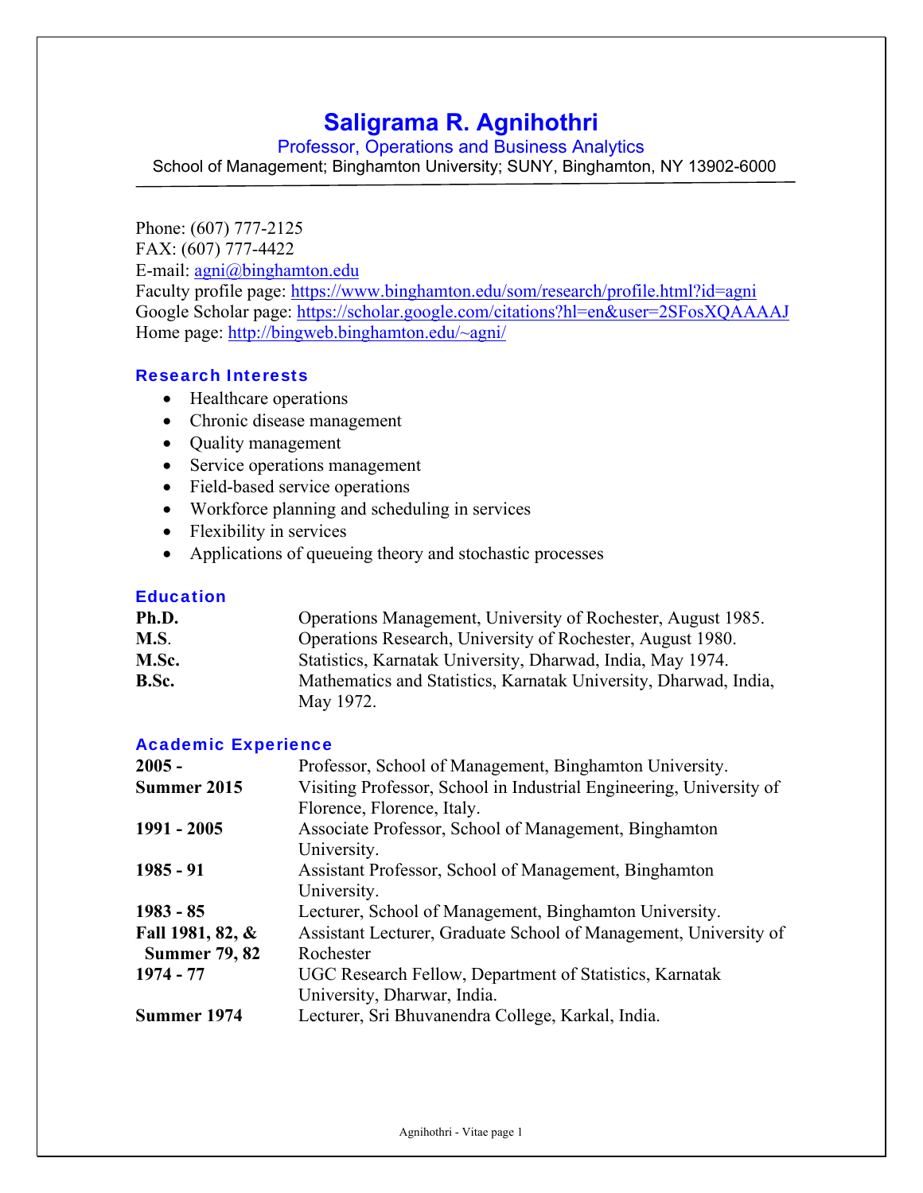# Saligrama R. Agnihothri

Professor, Operations and Business Analytics

School of Management; Binghamton University; SUNY, Binghamton, NY 13902-6000

---

Phone: (607) 777-2125
FAX: (607) 777-4422
E-mail: agni@binghamton.edu
Faculty profile page: https://www.binghamton.edu/som/research/profile.html?id=agni
Google Scholar page: https://scholar.google.com/citations?hl=en&user=2SFosXQAAAAJ
Home page: http://bingweb.binghamton.edu/~agni/

## Research Interests

- Healthcare operations
- Chronic disease management
- Quality management
- Service operations management
- Field-based service operations
- Workforce planning and scheduling in services
- Flexibility in services
- Applications of queueing theory and stochastic processes

## Education

| | |
|---|---|
| **Ph.D.** | Operations Management, University of Rochester, August 1985. |
| **M.S**. | Operations Research, University of Rochester, August 1980. |
| **M.Sc.** | Statistics, Karnatak University, Dharwad, India, May 1974. |
| **B.Sc.** | Mathematics and Statistics, Karnatak University, Dharwad, India, May 1972. |

## Academic Experience

| | |
|---|---|
| **2005 -** | Professor, School of Management, Binghamton University. |
| **Summer 2015** | Visiting Professor, School in Industrial Engineering, University of Florence, Florence, Italy. |
| **1991 - 2005** | Associate Professor, School of Management, Binghamton University. |
| **1985 - 91** | Assistant Professor, School of Management, Binghamton University. |
| **1983 - 85** | Lecturer, School of Management, Binghamton University. |
| **Fall 1981, 82, & Summer 79, 82** | Assistant Lecturer, Graduate School of Management, University of Rochester |
| **1974 - 77** | UGC Research Fellow, Department of Statistics, Karnatak University, Dharwar, India. |
| **Summer 1974** | Lecturer, Sri Bhuvanendra College, Karkal, India. |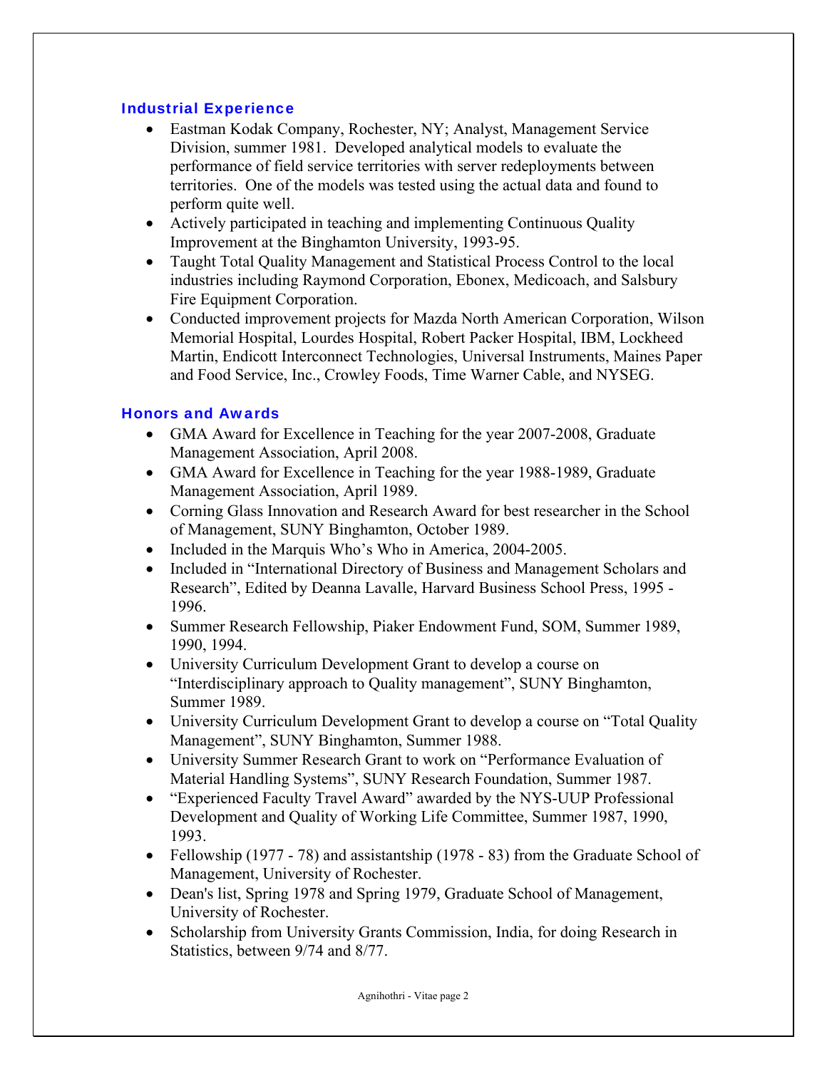## Industrial Experience

- Eastman Kodak Company, Rochester, NY; Analyst, Management Service Division, summer 1981. Developed analytical models to evaluate the performance of field service territories with server redeployments between territories. One of the models was tested using the actual data and found to perform quite well.
- Actively participated in teaching and implementing Continuous Quality Improvement at the Binghamton University, 1993-95.
- Taught Total Quality Management and Statistical Process Control to the local industries including Raymond Corporation, Ebonex, Medicoach, and Salsbury Fire Equipment Corporation.
- Conducted improvement projects for Mazda North American Corporation, Wilson Memorial Hospital, Lourdes Hospital, Robert Packer Hospital, IBM, Lockheed Martin, Endicott Interconnect Technologies, Universal Instruments, Maines Paper and Food Service, Inc., Crowley Foods, Time Warner Cable, and NYSEG.

## Honors and Awards

- GMA Award for Excellence in Teaching for the year 2007-2008, Graduate Management Association, April 2008.
- GMA Award for Excellence in Teaching for the year 1988-1989, Graduate Management Association, April 1989.
- Corning Glass Innovation and Research Award for best researcher in the School of Management, SUNY Binghamton, October 1989.
- Included in the Marquis Who's Who in America, 2004-2005.
- Included in "International Directory of Business and Management Scholars and Research", Edited by Deanna Lavalle, Harvard Business School Press, 1995 - 1996.
- Summer Research Fellowship, Piaker Endowment Fund, SOM, Summer 1989, 1990, 1994.
- University Curriculum Development Grant to develop a course on "Interdisciplinary approach to Quality management", SUNY Binghamton, Summer 1989.
- University Curriculum Development Grant to develop a course on "Total Quality Management", SUNY Binghamton, Summer 1988.
- University Summer Research Grant to work on "Performance Evaluation of Material Handling Systems", SUNY Research Foundation, Summer 1987.
- "Experienced Faculty Travel Award" awarded by the NYS-UUP Professional Development and Quality of Working Life Committee, Summer 1987, 1990, 1993.
- Fellowship (1977 - 78) and assistantship (1978 - 83) from the Graduate School of Management, University of Rochester.
- Dean's list, Spring 1978 and Spring 1979, Graduate School of Management, University of Rochester.
- Scholarship from University Grants Commission, India, for doing Research in Statistics, between 9/74 and 8/77.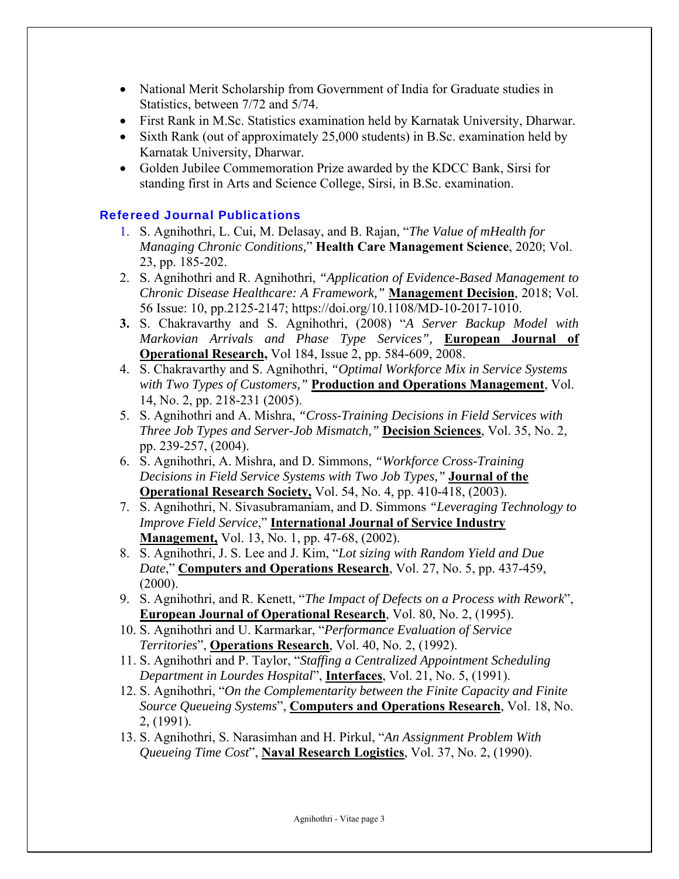- National Merit Scholarship from Government of India for Graduate studies in Statistics, between 7/72 and 5/74.
- First Rank in M.Sc. Statistics examination held by Karnatak University, Dharwar.
- Sixth Rank (out of approximately 25,000 students) in B.Sc. examination held by Karnatak University, Dharwar.
- Golden Jubilee Commemoration Prize awarded by the KDCC Bank, Sirsi for standing first in Arts and Science College, Sirsi, in B.Sc. examination.

### Refereed Journal Publications

1. S. Agnihothri, L. Cui, M. Delasay, and B. Rajan, "*The Value of mHealth for Managing Chronic Conditions,*" **Health Care Management Science**, 2020; Vol. 23, pp. 185-202.
2. S. Agnihothri and R. Agnihothri, *"Application of Evidence-Based Management to Chronic Disease Healthcare: A Framework,"* **Management Decision**, 2018; Vol. 56 Issue: 10, pp.2125-2147; https://doi.org/10.1108/MD-10-2017-1010.
3. S. Chakravarthy and S. Agnihothri, (2008) "*A Server Backup Model with Markovian Arrivals and Phase Type Services",* **European Journal of Operational Research,** Vol 184, Issue 2, pp. 584-609, 2008.
4. S. Chakravarthy and S. Agnihothri, *"Optimal Workforce Mix in Service Systems with Two Types of Customers,"* **Production and Operations Management**, Vol. 14, No. 2, pp. 218-231 (2005).
5. S. Agnihothri and A. Mishra, *"Cross-Training Decisions in Field Services with Three Job Types and Server-Job Mismatch,"* **Decision Sciences**, Vol. 35, No. 2, pp. 239-257, (2004).
6. S. Agnihothri, A. Mishra, and D. Simmons, *"Workforce Cross-Training Decisions in Field Service Systems with Two Job Types,"* **Journal of the Operational Research Society,** Vol. 54, No. 4, pp. 410-418, (2003).
7. S. Agnihothri, N. Sivasubramaniam, and D. Simmons *"Leveraging Technology to Improve Field Service*," **International Journal of Service Industry Management,** Vol. 13, No. 1, pp. 47-68, (2002).
8. S. Agnihothri, J. S. Lee and J. Kim, "*Lot sizing with Random Yield and Due Date*," **Computers and Operations Research**, Vol. 27, No. 5, pp. 437-459, (2000).
9. S. Agnihothri, and R. Kenett, "*The Impact of Defects on a Process with Rework*", **European Journal of Operational Research**, Vol. 80, No. 2, (1995).
10. S. Agnihothri and U. Karmarkar, "*Performance Evaluation of Service Territories*", **Operations Research**, Vol. 40, No. 2, (1992).
11. S. Agnihothri and P. Taylor, "*Staffing a Centralized Appointment Scheduling Department in Lourdes Hospital*", **Interfaces**, Vol. 21, No. 5, (1991).
12. S. Agnihothri, "*On the Complementarity between the Finite Capacity and Finite Source Queueing Systems*", **Computers and Operations Research**, Vol. 18, No. 2, (1991).
13. S. Agnihothri, S. Narasimhan and H. Pirkul, "*An Assignment Problem With Queueing Time Cost*", **Naval Research Logistics**, Vol. 37, No. 2, (1990).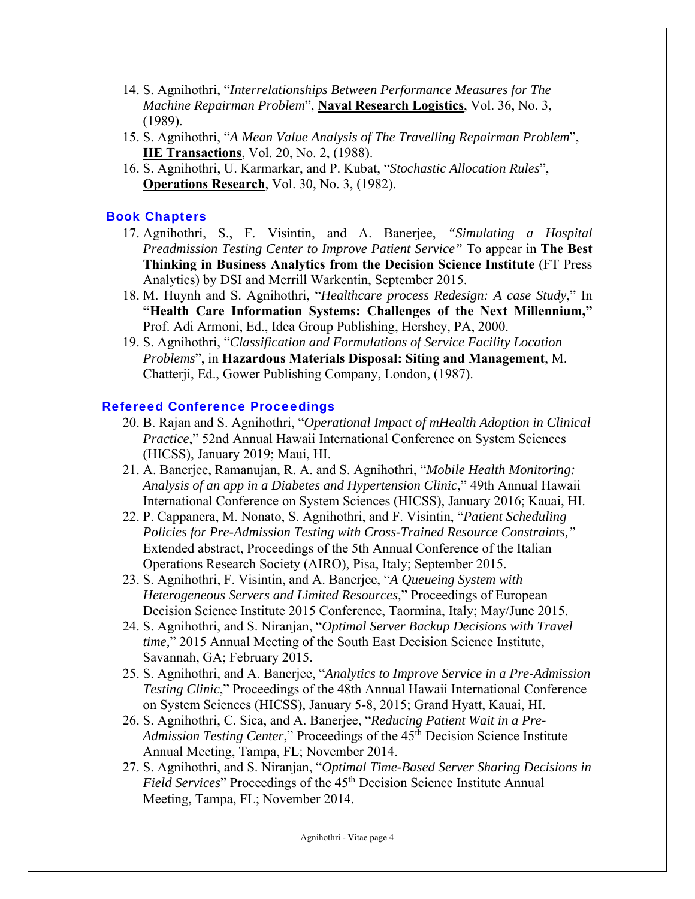14. S. Agnihothri, "*Interrelationships Between Performance Measures for The Machine Repairman Problem*", **Naval Research Logistics**, Vol. 36, No. 3, (1989).
15. S. Agnihothri, "*A Mean Value Analysis of The Travelling Repairman Problem*", **IIE Transactions**, Vol. 20, No. 2, (1988).
16. S. Agnihothri, U. Karmarkar, and P. Kubat, "*Stochastic Allocation Rules*", **Operations Research**, Vol. 30, No. 3, (1982).

## Book Chapters

17. Agnihothri, S., F. Visintin, and A. Banerjee, *"Simulating a Hospital Preadmission Testing Center to Improve Patient Service"* To appear in **The Best Thinking in Business Analytics from the Decision Science Institute** (FT Press Analytics) by DSI and Merrill Warkentin, September 2015.
18. M. Huynh and S. Agnihothri, "*Healthcare process Redesign: A case Study*," In **"Health Care Information Systems: Challenges of the Next Millennium,"** Prof. Adi Armoni, Ed., Idea Group Publishing, Hershey, PA, 2000.
19. S. Agnihothri, "*Classification and Formulations of Service Facility Location Problems*", in **Hazardous Materials Disposal: Siting and Management**, M. Chatterji, Ed., Gower Publishing Company, London, (1987).

## Refereed Conference Proceedings

20. B. Rajan and S. Agnihothri, "*Operational Impact of mHealth Adoption in Clinical Practice*," 52nd Annual Hawaii International Conference on System Sciences (HICSS), January 2019; Maui, HI.
21. A. Banerjee, Ramanujan, R. A. and S. Agnihothri, "*Mobile Health Monitoring: Analysis of an app in a Diabetes and Hypertension Clinic*," 49th Annual Hawaii International Conference on System Sciences (HICSS), January 2016; Kauai, HI.
22. P. Cappanera, M. Nonato, S. Agnihothri, and F. Visintin, "*Patient Scheduling Policies for Pre-Admission Testing with Cross-Trained Resource Constraints,"* Extended abstract, Proceedings of the 5th Annual Conference of the Italian Operations Research Society (AIRO), Pisa, Italy; September 2015.
23. S. Agnihothri, F. Visintin, and A. Banerjee, "*A Queueing System with Heterogeneous Servers and Limited Resources,*" Proceedings of European Decision Science Institute 2015 Conference, Taormina, Italy; May/June 2015.
24. S. Agnihothri, and S. Niranjan, "*Optimal Server Backup Decisions with Travel time,*" 2015 Annual Meeting of the South East Decision Science Institute, Savannah, GA; February 2015.
25. S. Agnihothri, and A. Banerjee, "*Analytics to Improve Service in a Pre-Admission Testing Clinic*," Proceedings of the 48th Annual Hawaii International Conference on System Sciences (HICSS), January 5-8, 2015; Grand Hyatt, Kauai, HI.
26. S. Agnihothri, C. Sica, and A. Banerjee, "*Reducing Patient Wait in a Pre-Admission Testing Center*," Proceedings of the 45th Decision Science Institute Annual Meeting, Tampa, FL; November 2014.
27. S. Agnihothri, and S. Niranjan, "*Optimal Time-Based Server Sharing Decisions in Field Services*" Proceedings of the 45th Decision Science Institute Annual Meeting, Tampa, FL; November 2014.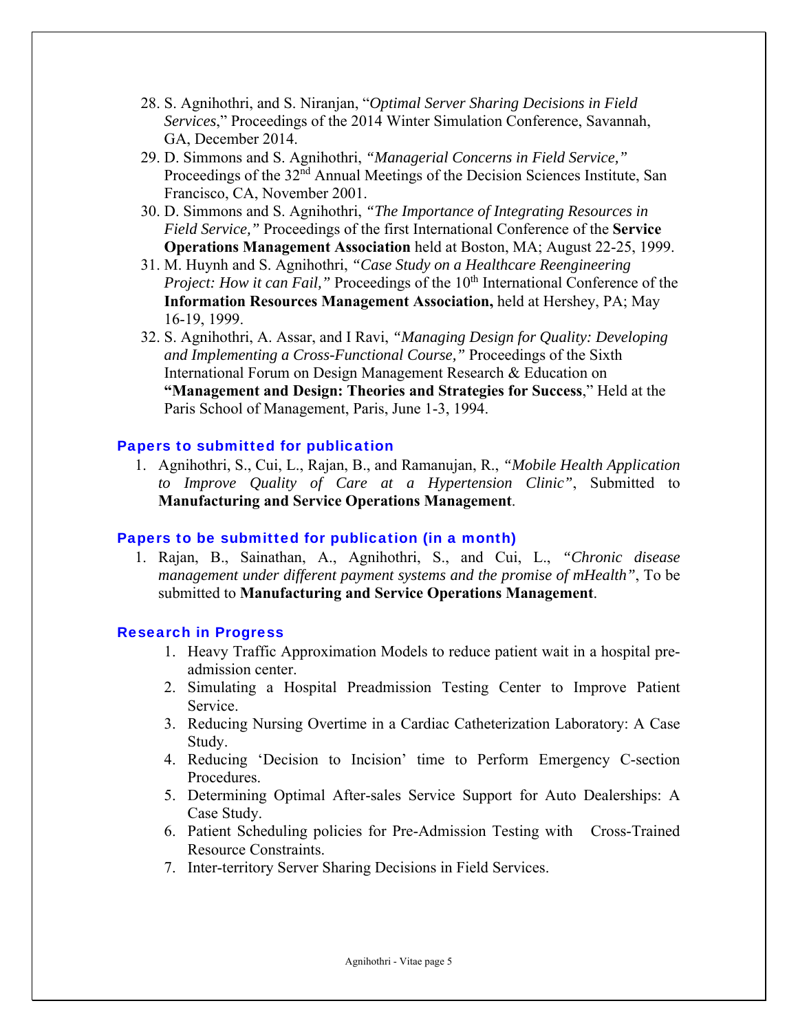28. S. Agnihothri, and S. Niranjan, "*Optimal Server Sharing Decisions in Field Services*," Proceedings of the 2014 Winter Simulation Conference, Savannah, GA, December 2014.
29. D. Simmons and S. Agnihothri, *"Managerial Concerns in Field Service,"* Proceedings of the 32nd Annual Meetings of the Decision Sciences Institute, San Francisco, CA, November 2001.
30. D. Simmons and S. Agnihothri, *"The Importance of Integrating Resources in Field Service,"* Proceedings of the first International Conference of the **Service Operations Management Association** held at Boston, MA; August 22-25, 1999.
31. M. Huynh and S. Agnihothri, *"Case Study on a Healthcare Reengineering Project: How it can Fail,"* Proceedings of the 10th International Conference of the **Information Resources Management Association,** held at Hershey, PA; May 16-19, 1999.
32. S. Agnihothri, A. Assar, and I Ravi, *"Managing Design for Quality: Developing and Implementing a Cross-Functional Course,"* Proceedings of the Sixth International Forum on Design Management Research & Education on **"Management and Design: Theories and Strategies for Success**," Held at the Paris School of Management, Paris, June 1-3, 1994.

## Papers to submitted for publication

1. Agnihothri, S., Cui, L., Rajan, B., and Ramanujan, R., *"Mobile Health Application to Improve Quality of Care at a Hypertension Clinic"*, Submitted to **Manufacturing and Service Operations Management**.

## Papers to be submitted for publication (in a month)

1. Rajan, B., Sainathan, A., Agnihothri, S., and Cui, L., *"Chronic disease management under different payment systems and the promise of mHealth"*, To be submitted to **Manufacturing and Service Operations Management**.

## Research in Progress

1. Heavy Traffic Approximation Models to reduce patient wait in a hospital pre-admission center.
2. Simulating a Hospital Preadmission Testing Center to Improve Patient Service.
3. Reducing Nursing Overtime in a Cardiac Catheterization Laboratory: A Case Study.
4. Reducing 'Decision to Incision' time to Perform Emergency C-section Procedures.
5. Determining Optimal After-sales Service Support for Auto Dealerships: A Case Study.
6. Patient Scheduling policies for Pre-Admission Testing with Cross-Trained Resource Constraints.
7. Inter-territory Server Sharing Decisions in Field Services.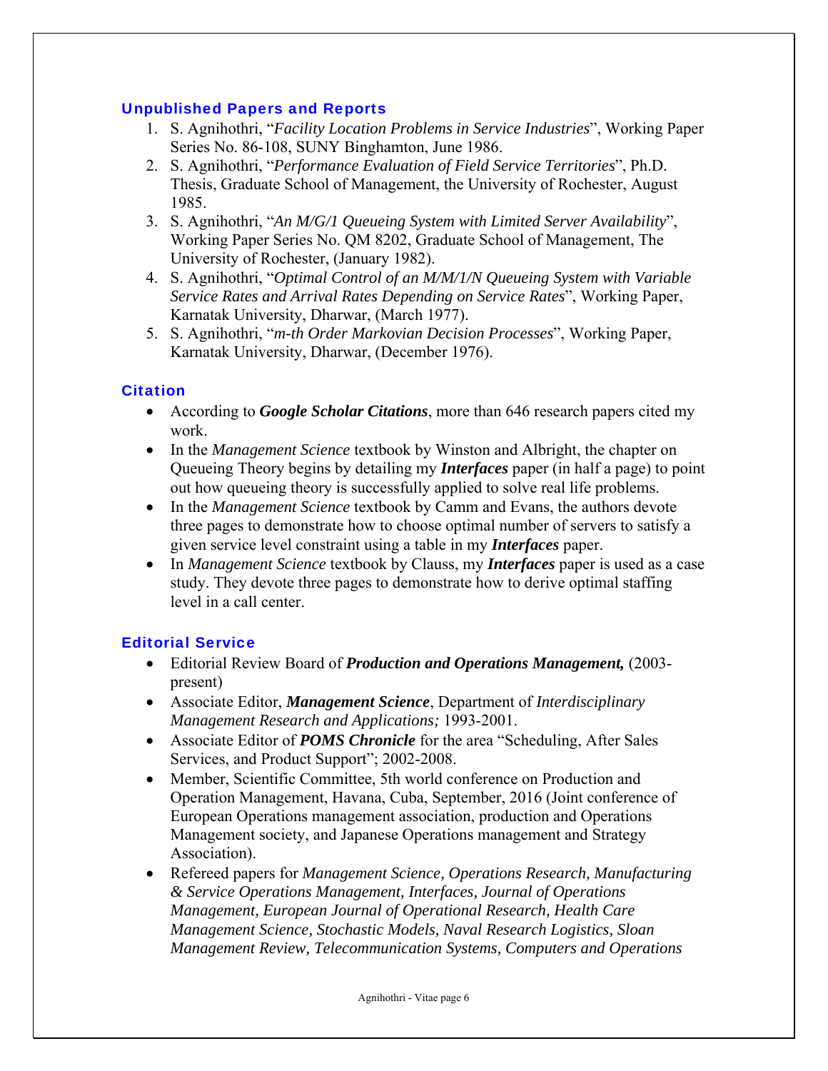### Unpublished Papers and Reports

1. S. Agnihothri, "*Facility Location Problems in Service Industries*", Working Paper Series No. 86-108, SUNY Binghamton, June 1986.
2. S. Agnihothri, "*Performance Evaluation of Field Service Territories*", Ph.D. Thesis, Graduate School of Management, the University of Rochester, August 1985.
3. S. Agnihothri, "*An M/G/1 Queueing System with Limited Server Availability*", Working Paper Series No. QM 8202, Graduate School of Management, The University of Rochester, (January 1982).
4. S. Agnihothri, "*Optimal Control of an M/M/1/N Queueing System with Variable Service Rates and Arrival Rates Depending on Service Rates*", Working Paper, Karnatak University, Dharwar, (March 1977).
5. S. Agnihothri, "*m-th Order Markovian Decision Processes*", Working Paper, Karnatak University, Dharwar, (December 1976).

### Citation

- According to ***Google Scholar Citations***, more than 646 research papers cited my work.
- In the *Management Science* textbook by Winston and Albright, the chapter on Queueing Theory begins by detailing my ***Interfaces*** paper (in half a page) to point out how queueing theory is successfully applied to solve real life problems.
- In the *Management Science* textbook by Camm and Evans, the authors devote three pages to demonstrate how to choose optimal number of servers to satisfy a given service level constraint using a table in my ***Interfaces*** paper.
- In *Management Science* textbook by Clauss, my ***Interfaces*** paper is used as a case study. They devote three pages to demonstrate how to derive optimal staffing level in a call center.

### Editorial Service

- Editorial Review Board of ***Production and Operations Management,*** (2003-present)
- Associate Editor, ***Management Science***, Department of *Interdisciplinary Management Research and Applications;* 1993-2001.
- Associate Editor of ***POMS Chronicle*** for the area "Scheduling, After Sales Services, and Product Support"; 2002-2008.
- Member, Scientific Committee, 5th world conference on Production and Operation Management, Havana, Cuba, September, 2016 (Joint conference of European Operations management association, production and Operations Management society, and Japanese Operations management and Strategy Association).
- Refereed papers for *Management Science, Operations Research, Manufacturing & Service Operations Management, Interfaces, Journal of Operations Management, European Journal of Operational Research, Health Care Management Science, Stochastic Models, Naval Research Logistics, Sloan Management Review, Telecommunication Systems, Computers and Operations*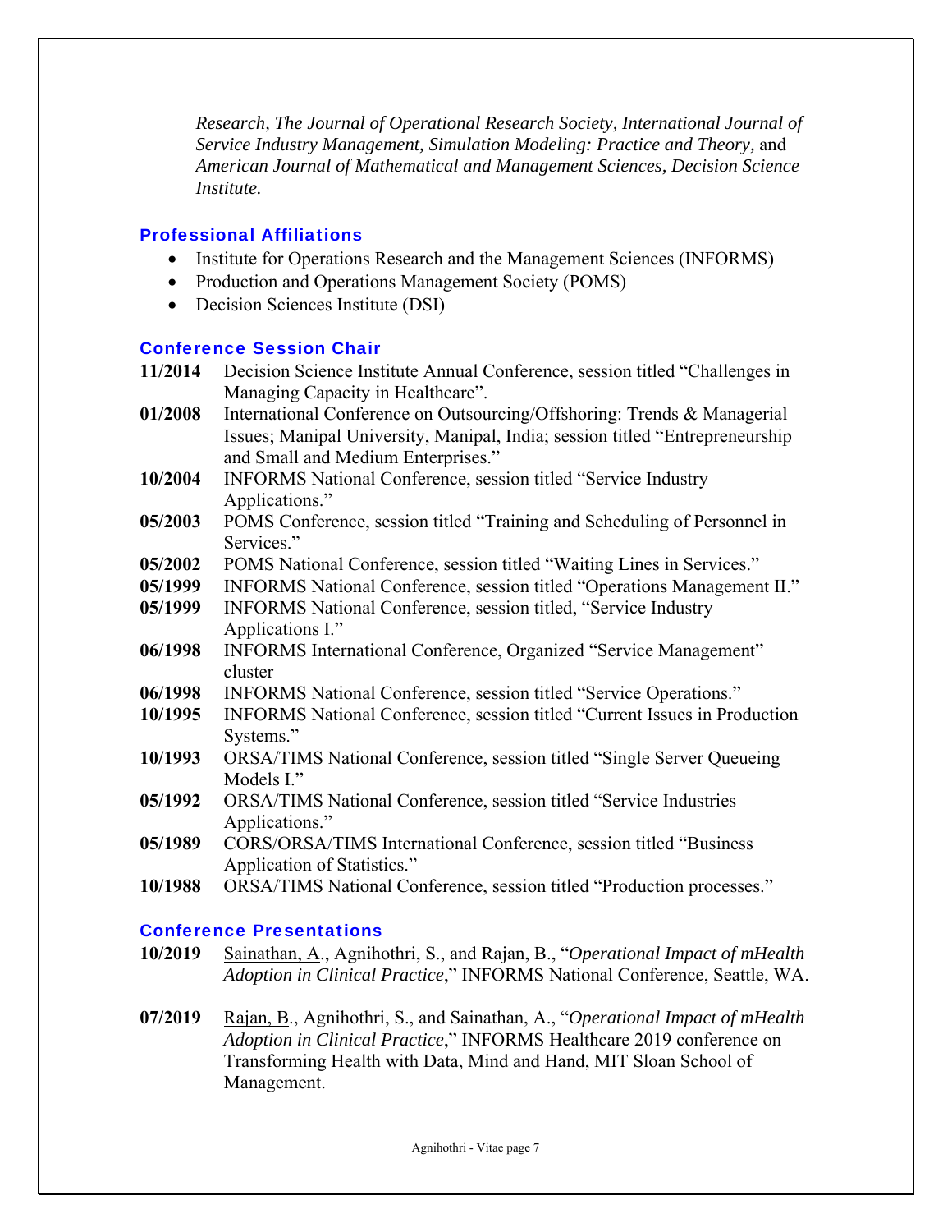*Research, The Journal of Operational Research Society, International Journal of Service Industry Management, Simulation Modeling: Practice and Theory,* and *American Journal of Mathematical and Management Sciences, Decision Science Institute.*

## Professional Affiliations

- Institute for Operations Research and the Management Sciences (INFORMS)
- Production and Operations Management Society (POMS)
- Decision Sciences Institute (DSI)

## Conference Session Chair

**11/2014** Decision Science Institute Annual Conference, session titled "Challenges in Managing Capacity in Healthcare".

**01/2008** International Conference on Outsourcing/Offshoring: Trends & Managerial Issues; Manipal University, Manipal, India; session titled "Entrepreneurship and Small and Medium Enterprises."

**10/2004** INFORMS National Conference, session titled "Service Industry Applications."

**05/2003** POMS Conference, session titled "Training and Scheduling of Personnel in Services."

**05/2002** POMS National Conference, session titled "Waiting Lines in Services."

**05/1999** INFORMS National Conference, session titled "Operations Management II."

**05/1999** INFORMS National Conference, session titled, "Service Industry Applications I."

**06/1998** INFORMS International Conference, Organized "Service Management" cluster

**06/1998** INFORMS National Conference, session titled "Service Operations."

**10/1995** INFORMS National Conference, session titled "Current Issues in Production Systems."

**10/1993** ORSA/TIMS National Conference, session titled "Single Server Queueing Models I."

**05/1992** ORSA/TIMS National Conference, session titled "Service Industries Applications."

**05/1989** CORS/ORSA/TIMS International Conference, session titled "Business Application of Statistics."

**10/1988** ORSA/TIMS National Conference, session titled "Production processes."

## Conference Presentations

**10/2019** Sainathan, A., Agnihothri, S., and Rajan, B., "*Operational Impact of mHealth Adoption in Clinical Practice*," INFORMS National Conference, Seattle, WA.

**07/2019** Rajan, B., Agnihothri, S., and Sainathan, A., "*Operational Impact of mHealth Adoption in Clinical Practice*," INFORMS Healthcare 2019 conference on Transforming Health with Data, Mind and Hand, MIT Sloan School of Management.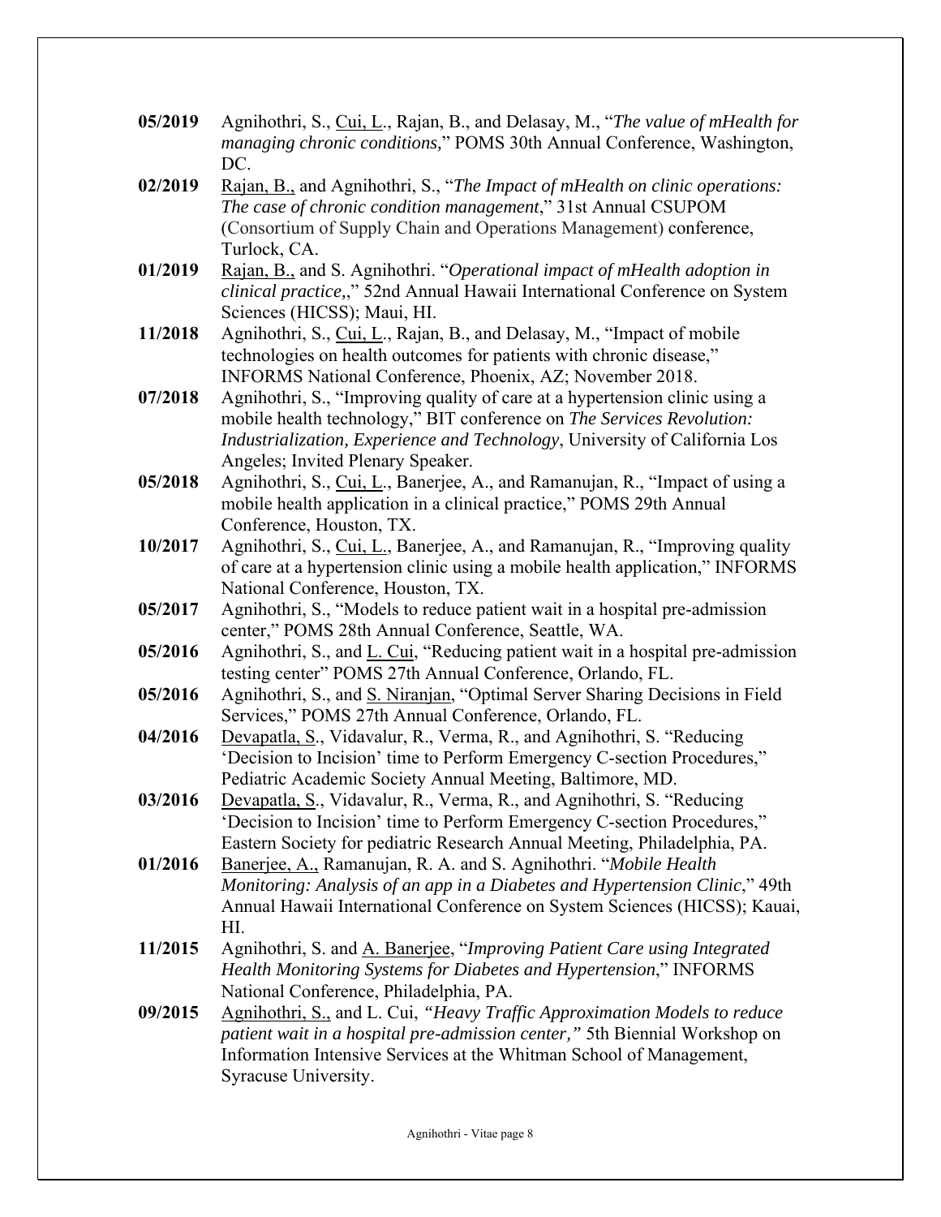**05/2019** Agnihothri, S., Cui, L., Rajan, B., and Delasay, M., "*The value of mHealth for managing chronic conditions,*" POMS 30th Annual Conference, Washington, DC.

**02/2019** Rajan, B., and Agnihothri, S., "*The Impact of mHealth on clinic operations: The case of chronic condition management*," 31st Annual CSUPOM (Consortium of Supply Chain and Operations Management) conference, Turlock, CA.

**01/2019** Rajan, B., and S. Agnihothri. "*Operational impact of mHealth adoption in clinical practice*,," 52nd Annual Hawaii International Conference on System Sciences (HICSS); Maui, HI.

**11/2018** Agnihothri, S., Cui, L., Rajan, B., and Delasay, M., "Impact of mobile technologies on health outcomes for patients with chronic disease," INFORMS National Conference, Phoenix, AZ; November 2018.

**07/2018** Agnihothri, S., "Improving quality of care at a hypertension clinic using a mobile health technology," BIT conference on *The Services Revolution: Industrialization, Experience and Technology*, University of California Los Angeles; Invited Plenary Speaker.

**05/2018** Agnihothri, S., Cui, L., Banerjee, A., and Ramanujan, R., "Impact of using a mobile health application in a clinical practice," POMS 29th Annual Conference, Houston, TX.

**10/2017** Agnihothri, S., Cui, L., Banerjee, A., and Ramanujan, R., "Improving quality of care at a hypertension clinic using a mobile health application," INFORMS National Conference, Houston, TX.

**05/2017** Agnihothri, S., "Models to reduce patient wait in a hospital pre-admission center," POMS 28th Annual Conference, Seattle, WA.

**05/2016** Agnihothri, S., and L. Cui, "Reducing patient wait in a hospital pre-admission testing center" POMS 27th Annual Conference, Orlando, FL.

**05/2016** Agnihothri, S., and S. Niranjan, "Optimal Server Sharing Decisions in Field Services," POMS 27th Annual Conference, Orlando, FL.

**04/2016** Devapatla, S., Vidavalur, R., Verma, R., and Agnihothri, S. "Reducing 'Decision to Incision' time to Perform Emergency C-section Procedures," Pediatric Academic Society Annual Meeting, Baltimore, MD.

**03/2016** Devapatla, S., Vidavalur, R., Verma, R., and Agnihothri, S. "Reducing 'Decision to Incision' time to Perform Emergency C-section Procedures," Eastern Society for pediatric Research Annual Meeting, Philadelphia, PA.

**01/2016** Banerjee, A., Ramanujan, R. A. and S. Agnihothri. "*Mobile Health Monitoring: Analysis of an app in a Diabetes and Hypertension Clinic*," 49th Annual Hawaii International Conference on System Sciences (HICSS); Kauai, HI.

**11/2015** Agnihothri, S. and A. Banerjee, "*Improving Patient Care using Integrated Health Monitoring Systems for Diabetes and Hypertension*," INFORMS National Conference, Philadelphia, PA.

**09/2015** Agnihothri, S., and L. Cui, *"Heavy Traffic Approximation Models to reduce patient wait in a hospital pre-admission center,"* 5th Biennial Workshop on Information Intensive Services at the Whitman School of Management, Syracuse University.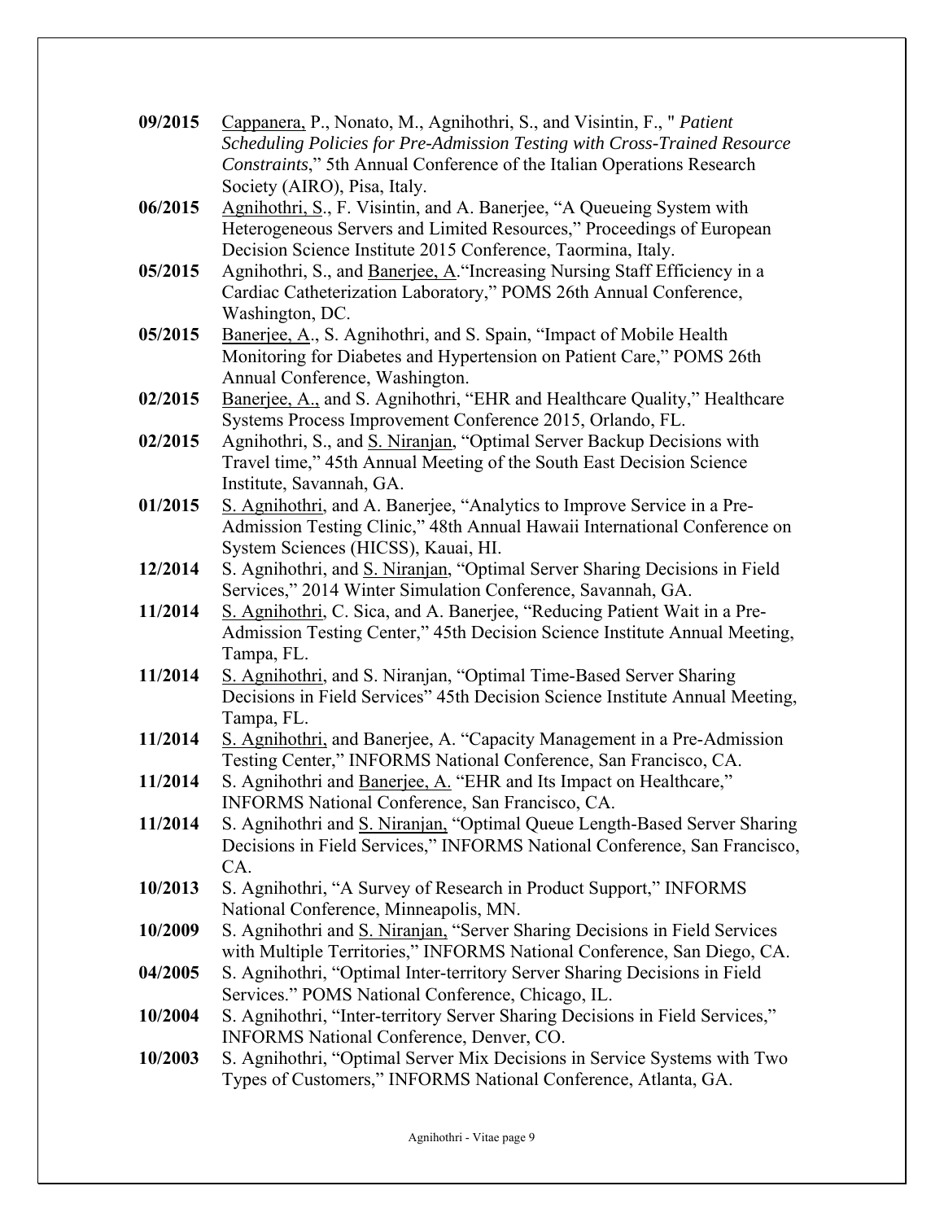**09/2015** <u>Cappanera,</u> P., Nonato, M., Agnihothri, S., and Visintin, F., " *Patient Scheduling Policies for Pre-Admission Testing with Cross-Trained Resource Constraints*," 5th Annual Conference of the Italian Operations Research Society (AIRO), Pisa, Italy.

**06/2015** <u>Agnihothri, S</u>., F. Visintin, and A. Banerjee, "A Queueing System with Heterogeneous Servers and Limited Resources," Proceedings of European Decision Science Institute 2015 Conference, Taormina, Italy.

**05/2015** Agnihothri, S., and <u>Banerjee, A</u>."Increasing Nursing Staff Efficiency in a Cardiac Catheterization Laboratory," POMS 26th Annual Conference, Washington, DC.

**05/2015** <u>Banerjee, A</u>., S. Agnihothri, and S. Spain, "Impact of Mobile Health Monitoring for Diabetes and Hypertension on Patient Care," POMS 26th Annual Conference, Washington.

**02/2015** <u>Banerjee, A.,</u> and S. Agnihothri, "EHR and Healthcare Quality," Healthcare Systems Process Improvement Conference 2015, Orlando, FL.

**02/2015** Agnihothri, S., and <u>S. Niranjan</u>, "Optimal Server Backup Decisions with Travel time," 45th Annual Meeting of the South East Decision Science Institute, Savannah, GA.

**01/2015** <u>S. Agnihothri</u>, and A. Banerjee, "Analytics to Improve Service in a Pre-Admission Testing Clinic," 48th Annual Hawaii International Conference on System Sciences (HICSS), Kauai, HI.

**12/2014** S. Agnihothri, and <u>S. Niranjan</u>, "Optimal Server Sharing Decisions in Field Services," 2014 Winter Simulation Conference, Savannah, GA.

**11/2014** <u>S. Agnihothri</u>, C. Sica, and A. Banerjee, "Reducing Patient Wait in a Pre-Admission Testing Center," 45th Decision Science Institute Annual Meeting, Tampa, FL.

**11/2014** <u>S. Agnihothri</u>, and S. Niranjan, "Optimal Time-Based Server Sharing Decisions in Field Services" 45th Decision Science Institute Annual Meeting, Tampa, FL.

**11/2014** <u>S. Agnihothri,</u> and Banerjee, A. "Capacity Management in a Pre-Admission Testing Center," INFORMS National Conference, San Francisco, CA.

**11/2014** S. Agnihothri and <u>Banerjee, A.</u> "EHR and Its Impact on Healthcare," INFORMS National Conference, San Francisco, CA.

**11/2014** S. Agnihothri and <u>S. Niranjan,</u> "Optimal Queue Length-Based Server Sharing Decisions in Field Services," INFORMS National Conference, San Francisco, CA.

**10/2013** S. Agnihothri, "A Survey of Research in Product Support," INFORMS National Conference, Minneapolis, MN.

**10/2009** S. Agnihothri and <u>S. Niranjan,</u> "Server Sharing Decisions in Field Services with Multiple Territories," INFORMS National Conference, San Diego, CA.

**04/2005** S. Agnihothri, "Optimal Inter-territory Server Sharing Decisions in Field Services." POMS National Conference, Chicago, IL.

**10/2004** S. Agnihothri, "Inter-territory Server Sharing Decisions in Field Services," INFORMS National Conference, Denver, CO.

**10/2003** S. Agnihothri, "Optimal Server Mix Decisions in Service Systems with Two Types of Customers," INFORMS National Conference, Atlanta, GA.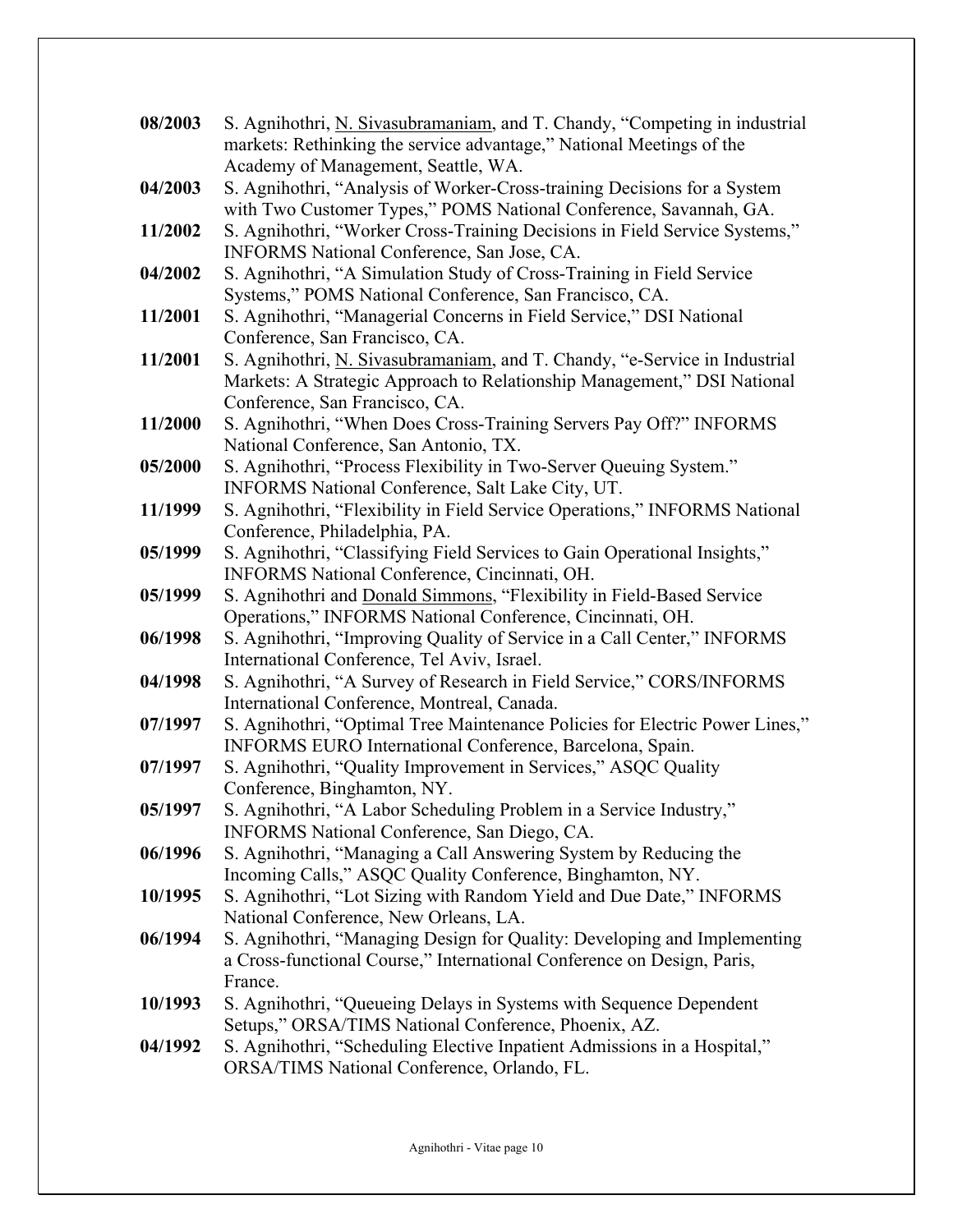**08/2003** S. Agnihothri, <u>N. Sivasubramaniam</u>, and T. Chandy, "Competing in industrial markets: Rethinking the service advantage," National Meetings of the Academy of Management, Seattle, WA.

**04/2003** S. Agnihothri, "Analysis of Worker-Cross-training Decisions for a System with Two Customer Types," POMS National Conference, Savannah, GA.

**11/2002** S. Agnihothri, "Worker Cross-Training Decisions in Field Service Systems," INFORMS National Conference, San Jose, CA.

**04/2002** S. Agnihothri, "A Simulation Study of Cross-Training in Field Service Systems," POMS National Conference, San Francisco, CA.

**11/2001** S. Agnihothri, "Managerial Concerns in Field Service," DSI National Conference, San Francisco, CA.

**11/2001** S. Agnihothri, <u>N. Sivasubramaniam</u>, and T. Chandy, "e-Service in Industrial Markets: A Strategic Approach to Relationship Management," DSI National Conference, San Francisco, CA.

**11/2000** S. Agnihothri, "When Does Cross-Training Servers Pay Off?" INFORMS National Conference, San Antonio, TX.

**05/2000** S. Agnihothri, "Process Flexibility in Two-Server Queuing System." INFORMS National Conference, Salt Lake City, UT.

**11/1999** S. Agnihothri, "Flexibility in Field Service Operations," INFORMS National Conference, Philadelphia, PA.

**05/1999** S. Agnihothri, "Classifying Field Services to Gain Operational Insights," INFORMS National Conference, Cincinnati, OH.

**05/1999** S. Agnihothri and <u>Donald Simmons</u>, "Flexibility in Field-Based Service Operations," INFORMS National Conference, Cincinnati, OH.

**06/1998** S. Agnihothri, "Improving Quality of Service in a Call Center," INFORMS International Conference, Tel Aviv, Israel.

**04/1998** S. Agnihothri, "A Survey of Research in Field Service," CORS/INFORMS International Conference, Montreal, Canada.

**07/1997** S. Agnihothri, "Optimal Tree Maintenance Policies for Electric Power Lines," INFORMS EURO International Conference, Barcelona, Spain.

**07/1997** S. Agnihothri, "Quality Improvement in Services," ASQC Quality Conference, Binghamton, NY.

**05/1997** S. Agnihothri, "A Labor Scheduling Problem in a Service Industry," INFORMS National Conference, San Diego, CA.

**06/1996** S. Agnihothri, "Managing a Call Answering System by Reducing the Incoming Calls," ASQC Quality Conference, Binghamton, NY.

**10/1995** S. Agnihothri, "Lot Sizing with Random Yield and Due Date," INFORMS National Conference, New Orleans, LA.

**06/1994** S. Agnihothri, "Managing Design for Quality: Developing and Implementing a Cross-functional Course," International Conference on Design, Paris, France.

**10/1993** S. Agnihothri, "Queueing Delays in Systems with Sequence Dependent Setups," ORSA/TIMS National Conference, Phoenix, AZ.

**04/1992** S. Agnihothri, "Scheduling Elective Inpatient Admissions in a Hospital," ORSA/TIMS National Conference, Orlando, FL.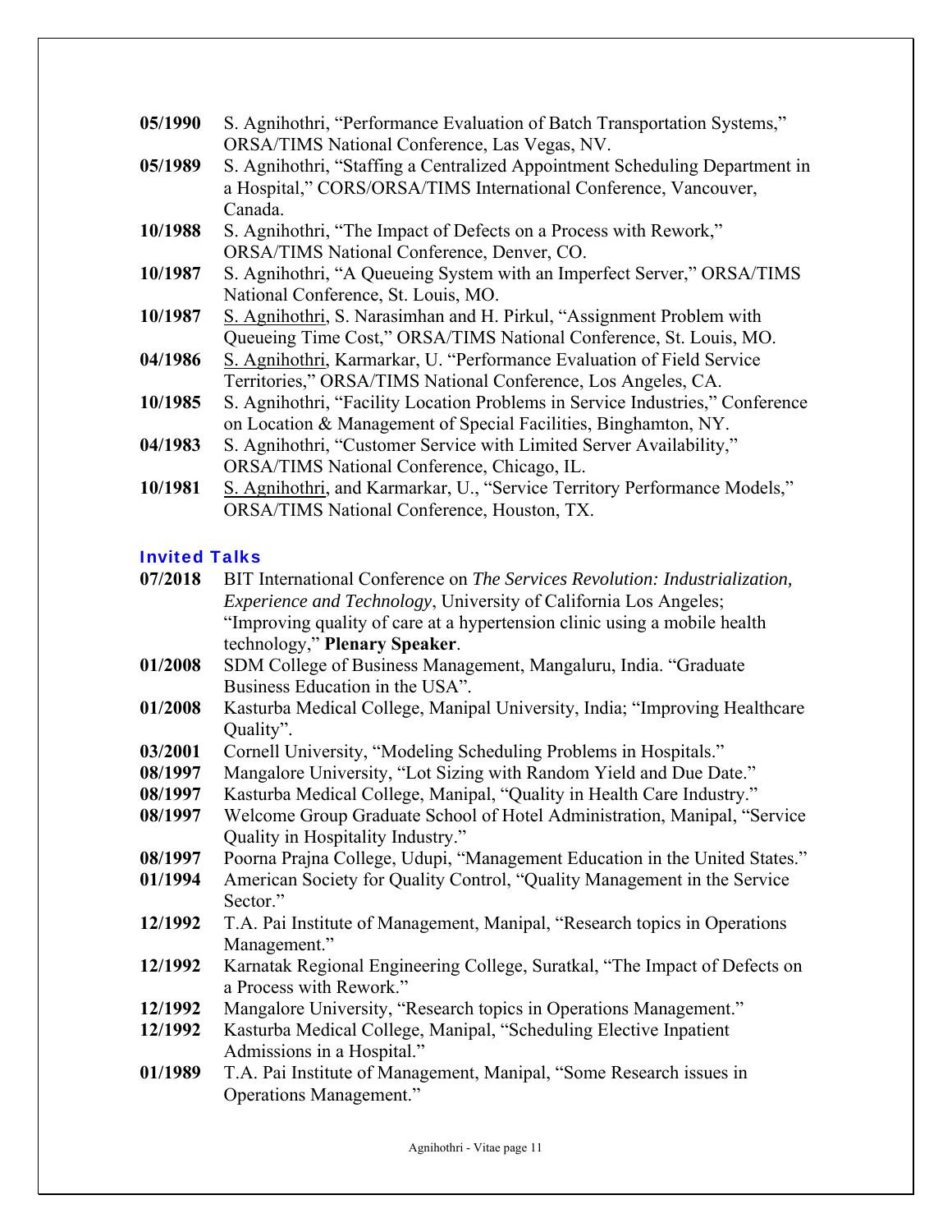**05/1990** S. Agnihothri, "Performance Evaluation of Batch Transportation Systems," ORSA/TIMS National Conference, Las Vegas, NV.

**05/1989** S. Agnihothri, "Staffing a Centralized Appointment Scheduling Department in a Hospital," CORS/ORSA/TIMS International Conference, Vancouver, Canada.

**10/1988** S. Agnihothri, "The Impact of Defects on a Process with Rework," ORSA/TIMS National Conference, Denver, CO.

**10/1987** S. Agnihothri, "A Queueing System with an Imperfect Server," ORSA/TIMS National Conference, St. Louis, MO.

**10/1987** <u>S. Agnihothri</u>, S. Narasimhan and H. Pirkul, "Assignment Problem with Queueing Time Cost," ORSA/TIMS National Conference, St. Louis, MO.

**04/1986** <u>S. Agnihothri</u>, Karmarkar, U. "Performance Evaluation of Field Service Territories," ORSA/TIMS National Conference, Los Angeles, CA.

**10/1985** S. Agnihothri, "Facility Location Problems in Service Industries," Conference on Location & Management of Special Facilities, Binghamton, NY.

**04/1983** S. Agnihothri, "Customer Service with Limited Server Availability," ORSA/TIMS National Conference, Chicago, IL.

**10/1981** <u>S. Agnihothri</u>, and Karmarkar, U., "Service Territory Performance Models," ORSA/TIMS National Conference, Houston, TX.

## Invited Talks

**07/2018** BIT International Conference on *The Services Revolution: Industrialization, Experience and Technology*, University of California Los Angeles; "Improving quality of care at a hypertension clinic using a mobile health technology," **Plenary Speaker**.

**01/2008** SDM College of Business Management, Mangaluru, India. "Graduate Business Education in the USA".

**01/2008** Kasturba Medical College, Manipal University, India; "Improving Healthcare Quality".

**03/2001** Cornell University, "Modeling Scheduling Problems in Hospitals."

**08/1997** Mangalore University, "Lot Sizing with Random Yield and Due Date."

**08/1997** Kasturba Medical College, Manipal, "Quality in Health Care Industry."

**08/1997** Welcome Group Graduate School of Hotel Administration, Manipal, "Service Quality in Hospitality Industry."

**08/1997** Poorna Prajna College, Udupi, "Management Education in the United States."

**01/1994** American Society for Quality Control, "Quality Management in the Service Sector."

**12/1992** T.A. Pai Institute of Management, Manipal, "Research topics in Operations Management."

**12/1992** Karnatak Regional Engineering College, Suratkal, "The Impact of Defects on a Process with Rework."

**12/1992** Mangalore University, "Research topics in Operations Management."

**12/1992** Kasturba Medical College, Manipal, "Scheduling Elective Inpatient Admissions in a Hospital."

**01/1989** T.A. Pai Institute of Management, Manipal, "Some Research issues in Operations Management."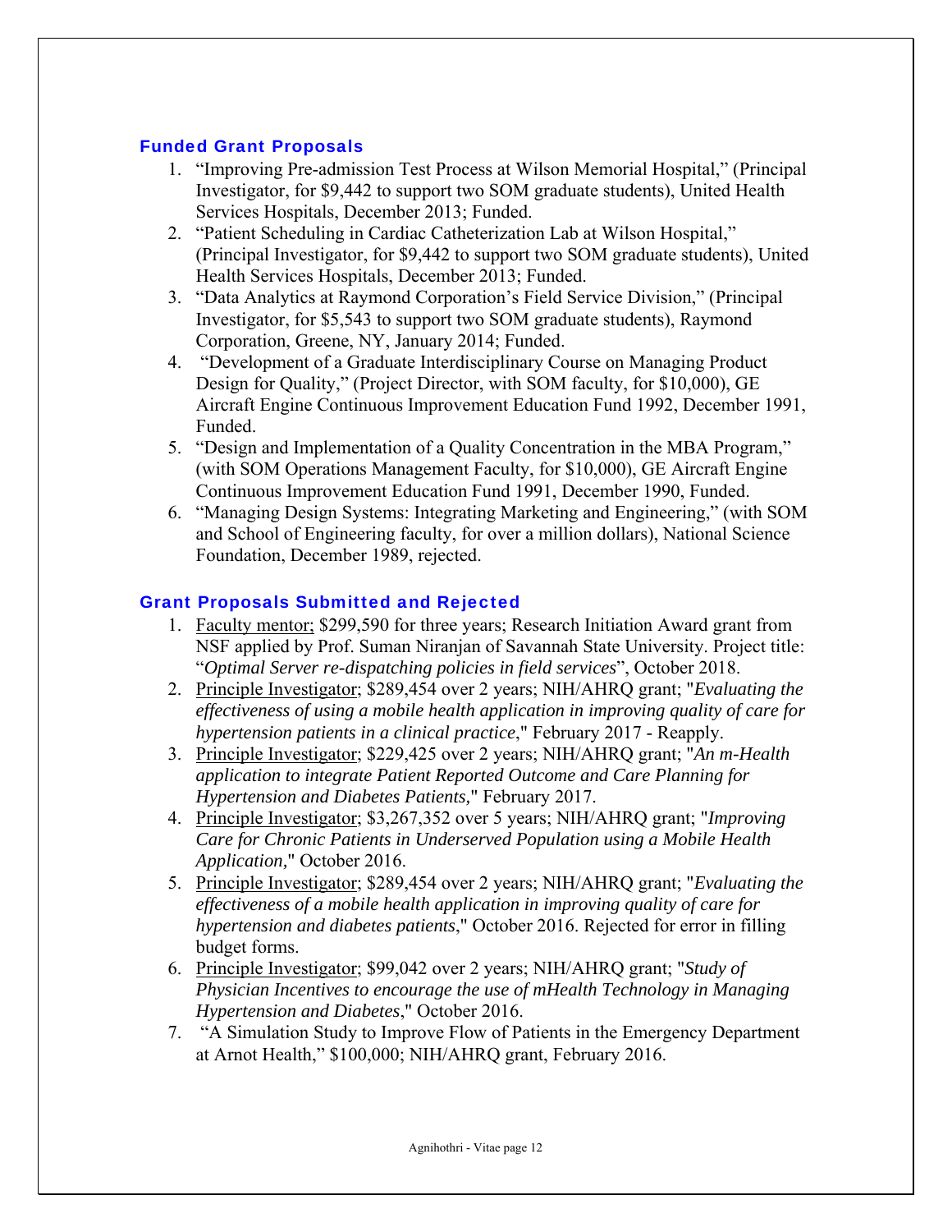## Funded Grant Proposals

1. "Improving Pre-admission Test Process at Wilson Memorial Hospital," (Principal Investigator, for $9,442 to support two SOM graduate students), United Health Services Hospitals, December 2013; Funded.
2. "Patient Scheduling in Cardiac Catheterization Lab at Wilson Hospital," (Principal Investigator, for $9,442 to support two SOM graduate students), United Health Services Hospitals, December 2013; Funded.
3. "Data Analytics at Raymond Corporation's Field Service Division," (Principal Investigator, for $5,543 to support two SOM graduate students), Raymond Corporation, Greene, NY, January 2014; Funded.
4. "Development of a Graduate Interdisciplinary Course on Managing Product Design for Quality," (Project Director, with SOM faculty, for $10,000), GE Aircraft Engine Continuous Improvement Education Fund 1992, December 1991, Funded.
5. "Design and Implementation of a Quality Concentration in the MBA Program," (with SOM Operations Management Faculty, for $10,000), GE Aircraft Engine Continuous Improvement Education Fund 1991, December 1990, Funded.
6. "Managing Design Systems: Integrating Marketing and Engineering," (with SOM and School of Engineering faculty, for over a million dollars), National Science Foundation, December 1989, rejected.

## Grant Proposals Submitted and Rejected

1. <u>Faculty mentor;</u> $299,590 for three years; Research Initiation Award grant from NSF applied by Prof. Suman Niranjan of Savannah State University. Project title: "*Optimal Server re-dispatching policies in field services*", October 2018.
2. <u>Principle Investigator</u>; $289,454 over 2 years; NIH/AHRQ grant; "*Evaluating the effectiveness of using a mobile health application in improving quality of care for hypertension patients in a clinical practice*," February 2017 - Reapply.
3. <u>Principle Investigator</u>; $229,425 over 2 years; NIH/AHRQ grant; "*An m-Health application to integrate Patient Reported Outcome and Care Planning for Hypertension and Diabetes Patients,*" February 2017.
4. <u>Principle Investigator</u>; $3,267,352 over 5 years; NIH/AHRQ grant; "*Improving Care for Chronic Patients in Underserved Population using a Mobile Health Application,*" October 2016.
5. <u>Principle Investigator</u>; $289,454 over 2 years; NIH/AHRQ grant; "*Evaluating the effectiveness of a mobile health application in improving quality of care for hypertension and diabetes patients*," October 2016. Rejected for error in filling budget forms.
6. <u>Principle Investigator</u>; $99,042 over 2 years; NIH/AHRQ grant; "*Study of Physician Incentives to encourage the use of mHealth Technology in Managing Hypertension and Diabetes*," October 2016.
7. "A Simulation Study to Improve Flow of Patients in the Emergency Department at Arnot Health," $100,000; NIH/AHRQ grant, February 2016.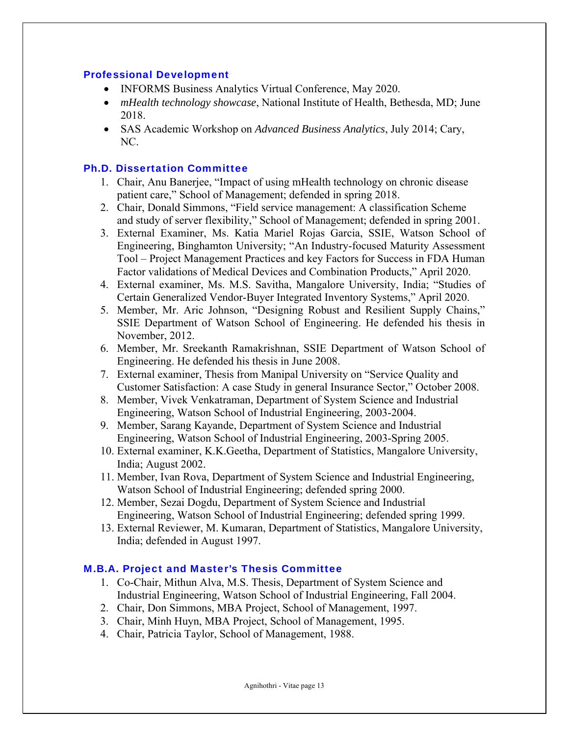## Professional Development

- INFORMS Business Analytics Virtual Conference, May 2020.
- *mHealth technology showcase*, National Institute of Health, Bethesda, MD; June 2018.
- SAS Academic Workshop on *Advanced Business Analytics*, July 2014; Cary, NC.

## Ph.D. Dissertation Committee

1. Chair, Anu Banerjee, "Impact of using mHealth technology on chronic disease patient care," School of Management; defended in spring 2018.
2. Chair, Donald Simmons, "Field service management: A classification Scheme and study of server flexibility," School of Management; defended in spring 2001.
3. External Examiner, Ms. Katia Mariel Rojas Garcia, SSIE, Watson School of Engineering, Binghamton University; "An Industry-focused Maturity Assessment Tool – Project Management Practices and key Factors for Success in FDA Human Factor validations of Medical Devices and Combination Products," April 2020.
4. External examiner, Ms. M.S. Savitha, Mangalore University, India; "Studies of Certain Generalized Vendor-Buyer Integrated Inventory Systems," April 2020.
5. Member, Mr. Aric Johnson, "Designing Robust and Resilient Supply Chains," SSIE Department of Watson School of Engineering. He defended his thesis in November, 2012.
6. Member, Mr. Sreekanth Ramakrishnan, SSIE Department of Watson School of Engineering. He defended his thesis in June 2008.
7. External examiner, Thesis from Manipal University on "Service Quality and Customer Satisfaction: A case Study in general Insurance Sector," October 2008.
8. Member, Vivek Venkatraman, Department of System Science and Industrial Engineering, Watson School of Industrial Engineering, 2003-2004.
9. Member, Sarang Kayande, Department of System Science and Industrial Engineering, Watson School of Industrial Engineering, 2003-Spring 2005.
10. External examiner, K.K.Geetha, Department of Statistics, Mangalore University, India; August 2002.
11. Member, Ivan Rova, Department of System Science and Industrial Engineering, Watson School of Industrial Engineering; defended spring 2000.
12. Member, Sezai Dogdu, Department of System Science and Industrial Engineering, Watson School of Industrial Engineering; defended spring 1999.
13. External Reviewer, M. Kumaran, Department of Statistics, Mangalore University, India; defended in August 1997.

## M.B.A. Project and Master's Thesis Committee

1. Co-Chair, Mithun Alva, M.S. Thesis, Department of System Science and Industrial Engineering, Watson School of Industrial Engineering, Fall 2004.
2. Chair, Don Simmons, MBA Project, School of Management, 1997.
3. Chair, Minh Huyn, MBA Project, School of Management, 1995.
4. Chair, Patricia Taylor, School of Management, 1988.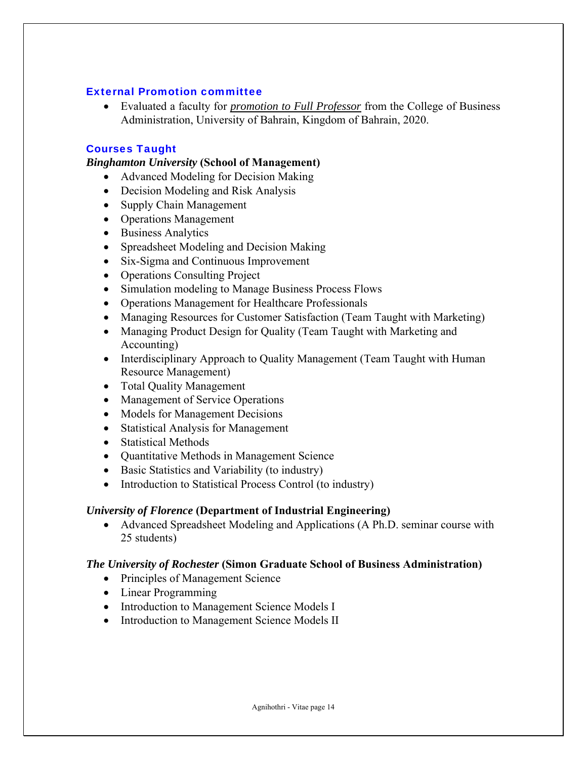## External Promotion committee

- Evaluated a faculty for ***promotion to Full Professor*** from the College of Business Administration, University of Bahrain, Kingdom of Bahrain, 2020.

## Courses Taught

***Binghamton University* (School of Management)**

- Advanced Modeling for Decision Making
- Decision Modeling and Risk Analysis
- Supply Chain Management
- Operations Management
- Business Analytics
- Spreadsheet Modeling and Decision Making
- Six-Sigma and Continuous Improvement
- Operations Consulting Project
- Simulation modeling to Manage Business Process Flows
- Operations Management for Healthcare Professionals
- Managing Resources for Customer Satisfaction (Team Taught with Marketing)
- Managing Product Design for Quality (Team Taught with Marketing and Accounting)
- Interdisciplinary Approach to Quality Management (Team Taught with Human Resource Management)
- Total Quality Management
- Management of Service Operations
- Models for Management Decisions
- Statistical Analysis for Management
- Statistical Methods
- Quantitative Methods in Management Science
- Basic Statistics and Variability (to industry)
- Introduction to Statistical Process Control (to industry)

***University of Florence* (Department of Industrial Engineering)**

- Advanced Spreadsheet Modeling and Applications (A Ph.D. seminar course with 25 students)

***The University of Rochester* (Simon Graduate School of Business Administration)**

- Principles of Management Science
- Linear Programming
- Introduction to Management Science Models I
- Introduction to Management Science Models II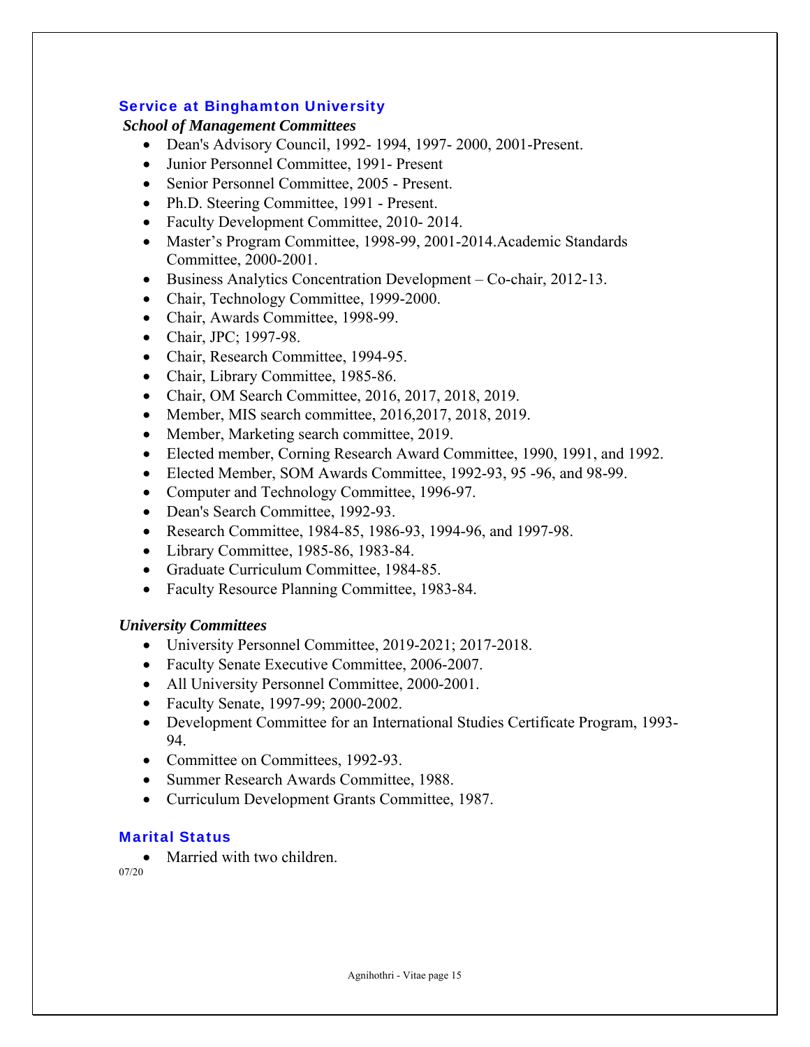## Service at Binghamton University

***School of Management Committees***

- Dean's Advisory Council, 1992- 1994, 1997- 2000, 2001-Present.
- Junior Personnel Committee, 1991- Present
- Senior Personnel Committee, 2005 - Present.
- Ph.D. Steering Committee, 1991 - Present.
- Faculty Development Committee, 2010- 2014.
- Master's Program Committee, 1998-99, 2001-2014.Academic Standards Committee, 2000-2001.
- Business Analytics Concentration Development – Co-chair, 2012-13.
- Chair, Technology Committee, 1999-2000.
- Chair, Awards Committee, 1998-99.
- Chair, JPC; 1997-98.
- Chair, Research Committee, 1994-95.
- Chair, Library Committee, 1985-86.
- Chair, OM Search Committee, 2016, 2017, 2018, 2019.
- Member, MIS search committee, 2016,2017, 2018, 2019.
- Member, Marketing search committee, 2019.
- Elected member, Corning Research Award Committee, 1990, 1991, and 1992.
- Elected Member, SOM Awards Committee, 1992-93, 95 -96, and 98-99.
- Computer and Technology Committee, 1996-97.
- Dean's Search Committee, 1992-93.
- Research Committee, 1984-85, 1986-93, 1994-96, and 1997-98.
- Library Committee, 1985-86, 1983-84.
- Graduate Curriculum Committee, 1984-85.
- Faculty Resource Planning Committee, 1983-84.

***University Committees***

- University Personnel Committee, 2019-2021; 2017-2018.
- Faculty Senate Executive Committee, 2006-2007.
- All University Personnel Committee, 2000-2001.
- Faculty Senate, 1997-99; 2000-2002.
- Development Committee for an International Studies Certificate Program, 1993-94.
- Committee on Committees, 1992-93.
- Summer Research Awards Committee, 1988.
- Curriculum Development Grants Committee, 1987.

## Marital Status

- Married with two children.

07/20